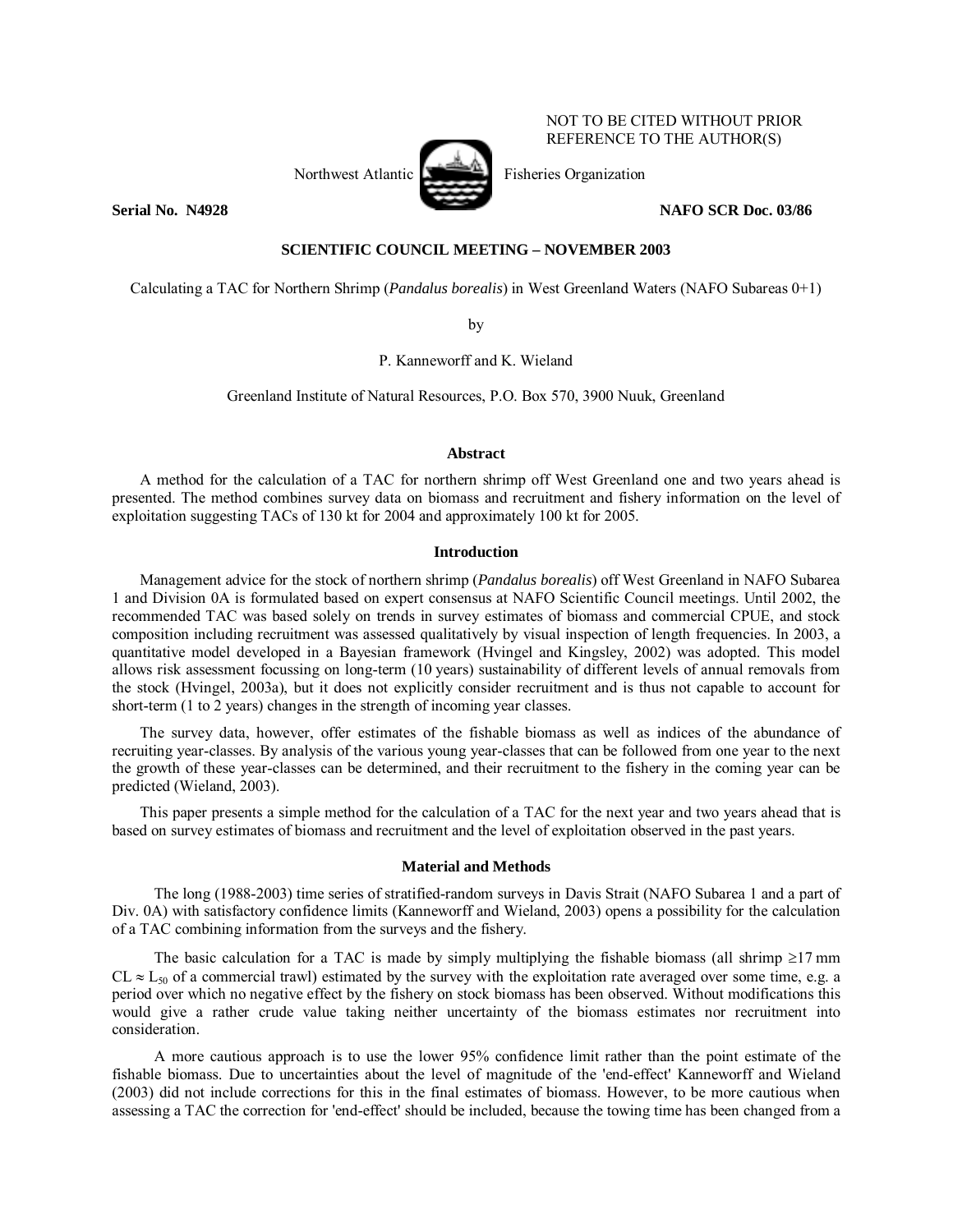NOT TO BE CITED WITHOUT PRIOR REFERENCE TO THE AUTHOR(S)

Northwest Atlantic Fisheries Organization

**Serial No. N4928** **NAFO SCR Doc. 03/86**

**SCIENTIFIC COUNCIL MEETING – NOVEMBER 2003**

Calculating a TAC for Northern Shrimp (*Pandalus borealis*) in West Greenland Waters (NAFO Subareas 0+1)

by

P. Kanneworff and K. Wieland

Greenland Institute of Natural Resources, P.O. Box 570, 3900 Nuuk, Greenland

## Abstract

A method for the calculation of a TAC for northern shrimp off West Greenland one and two years ahead is presented. The method combines survey data on biomass and recruitment and fishery information on the level of exploitation suggesting TACs of 130 kt for 2004 and approximately 100 kt for 2005.

## Introduction

Management advice for the stock of northern shrimp (*Pandalus borealis*) off West Greenland in NAFO Subarea 1 and Division 0A is formulated based on expert consensus at NAFO Scientific Council meetings. Until 2002, the recommended TAC was based solely on trends in survey estimates of biomass and commercial CPUE, and stock composition including recruitment was assessed qualitatively by visual inspection of length frequencies. In 2003, a quantitative model developed in a Bayesian framework (Hvingel and Kingsley, 2002) was adopted. This model allows risk assessment focussing on long-term (10 years) sustainability of different levels of annual removals from the stock (Hvingel, 2003a), but it does not explicitly consider recruitment and is thus not capable to account for short-term (1 to 2 years) changes in the strength of incoming year classes.

The survey data, however, offer estimates of the fishable biomass as well as indices of the abundance of recruiting year-classes. By analysis of the various young year-classes that can be followed from one year to the next the growth of these year-classes can be determined, and their recruitment to the fishery in the coming year can be predicted (Wieland, 2003).

This paper presents a simple method for the calculation of a TAC for the next year and two years ahead that is based on survey estimates of biomass and recruitment and the level of exploitation observed in the past years.

## Material and Methods

The long (1988-2003) time series of stratified-random surveys in Davis Strait (NAFO Subarea 1 and a part of Div. 0A) with satisfactory confidence limits (Kanneworff and Wieland, 2003) opens a possibility for the calculation of a TAC combining information from the surveys and the fishery.

The basic calculation for a TAC is made by simply multiplying the fishable biomass (all shrimp ≥17 mm CL ≈ $L_{50}$ of a commercial trawl) estimated by the survey with the exploitation rate averaged over some time, e.g. a period over which no negative effect by the fishery on stock biomass has been observed. Without modifications this would give a rather crude value taking neither uncertainty of the biomass estimates nor recruitment into consideration.

A more cautious approach is to use the lower 95% confidence limit rather than the point estimate of the fishable biomass. Due to uncertainties about the level of magnitude of the 'end-effect' Kanneworff and Wieland (2003) did not include corrections for this in the final estimates of biomass. However, to be more cautious when assessing a TAC the correction for 'end-effect' should be included, because the towing time has been changed from a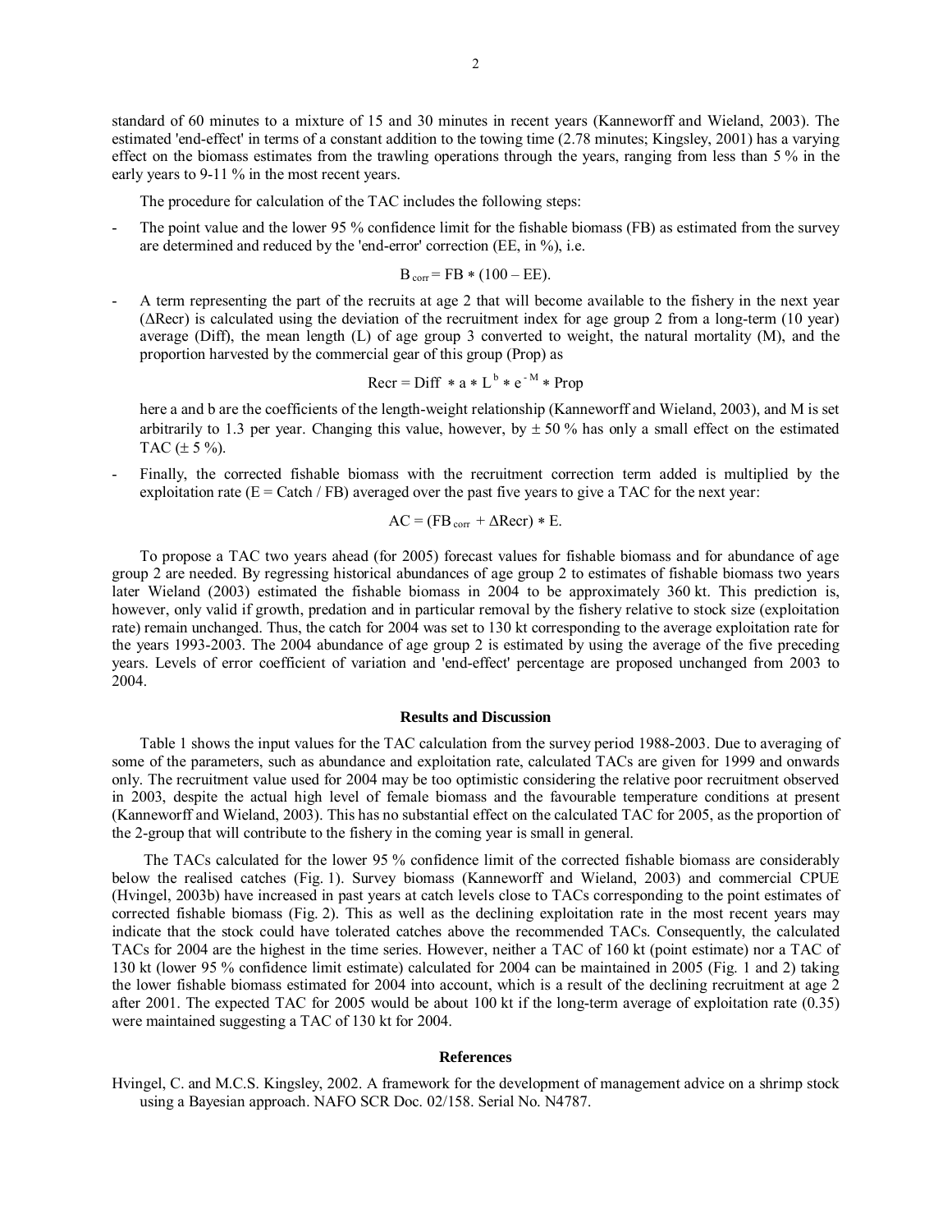standard of 60 minutes to a mixture of 15 and 30 minutes in recent years (Kanneworff and Wieland, 2003). The estimated 'end-effect' in terms of a constant addition to the towing time (2.78 minutes; Kingsley, 2001) has a varying effect on the biomass estimates from the trawling operations through the years, ranging from less than 5 % in the early years to 9-11 % in the most recent years.

The procedure for calculation of the TAC includes the following steps:

- The point value and the lower 95 % confidence limit for the fishable biomass (FB) as estimated from the survey are determined and reduced by the 'end-error' correction (EE, in %), i.e.

$$B_{corr} = FB * (100 - EE).$$

- A term representing the part of the recruits at age 2 that will become available to the fishery in the next year (ΔRecr) is calculated using the deviation of the recruitment index for age group 2 from a long-term (10 year) average (Diff), the mean length (L) of age group 3 converted to weight, the natural mortality (M), and the proportion harvested by the commercial gear of this group (Prop) as

$$Recr = Diff * a * L^{b} * e^{-M} * Prop$$

  here a and b are the coefficients of the length-weight relationship (Kanneworff and Wieland, 2003), and M is set arbitrarily to 1.3 per year. Changing this value, however, by ± 50 % has only a small effect on the estimated TAC (± 5 %).

- Finally, the corrected fishable biomass with the recruitment correction term added is multiplied by the exploitation rate (E = Catch / FB) averaged over the past five years to give a TAC for the next year:

$$AC = (FB_{corr} + \Delta Recr) * E.$$

To propose a TAC two years ahead (for 2005) forecast values for fishable biomass and for abundance of age group 2 are needed. By regressing historical abundances of age group 2 to estimates of fishable biomass two years later Wieland (2003) estimated the fishable biomass in 2004 to be approximately 360 kt. This prediction is, however, only valid if growth, predation and in particular removal by the fishery relative to stock size (exploitation rate) remain unchanged. Thus, the catch for 2004 was set to 130 kt corresponding to the average exploitation rate for the years 1993-2003. The 2004 abundance of age group 2 is estimated by using the average of the five preceding years. Levels of error coefficient of variation and 'end-effect' percentage are proposed unchanged from 2003 to 2004.

## Results and Discussion

Table 1 shows the input values for the TAC calculation from the survey period 1988-2003. Due to averaging of some of the parameters, such as abundance and exploitation rate, calculated TACs are given for 1999 and onwards only. The recruitment value used for 2004 may be too optimistic considering the relative poor recruitment observed in 2003, despite the actual high level of female biomass and the favourable temperature conditions at present (Kanneworff and Wieland, 2003). This has no substantial effect on the calculated TAC for 2005, as the proportion of the 2-group that will contribute to the fishery in the coming year is small in general.

The TACs calculated for the lower 95 % confidence limit of the corrected fishable biomass are considerably below the realised catches (Fig. 1). Survey biomass (Kanneworff and Wieland, 2003) and commercial CPUE (Hvingel, 2003b) have increased in past years at catch levels close to TACs corresponding to the point estimates of corrected fishable biomass (Fig. 2). This as well as the declining exploitation rate in the most recent years may indicate that the stock could have tolerated catches above the recommended TACs. Consequently, the calculated TACs for 2004 are the highest in the time series. However, neither a TAC of 160 kt (point estimate) nor a TAC of 130 kt (lower 95 % confidence limit estimate) calculated for 2004 can be maintained in 2005 (Fig. 1 and 2) taking the lower fishable biomass estimated for 2004 into account, which is a result of the declining recruitment at age 2 after 2001. The expected TAC for 2005 would be about 100 kt if the long-term average of exploitation rate (0.35) were maintained suggesting a TAC of 130 kt for 2004.

## References

Hvingel, C. and M.C.S. Kingsley, 2002. A framework for the development of management advice on a shrimp stock using a Bayesian approach. NAFO SCR Doc. 02/158. Serial No. N4787.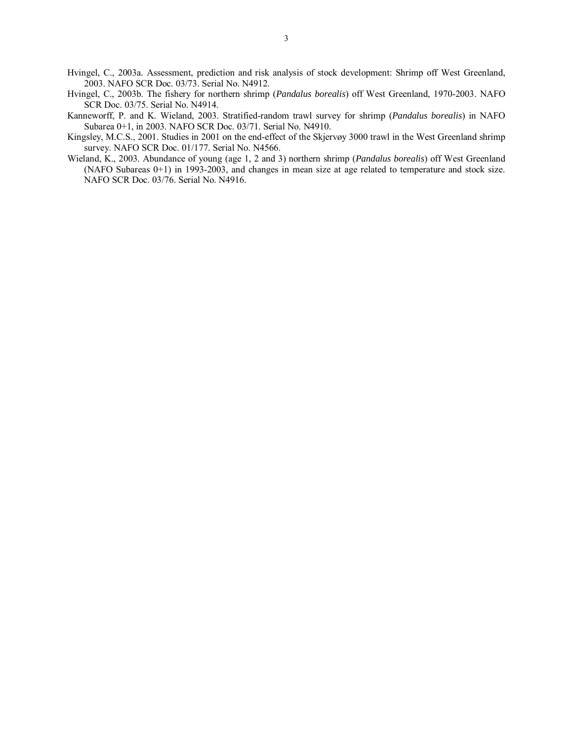Hvingel, C., 2003a. Assessment, prediction and risk analysis of stock development: Shrimp off West Greenland, 2003. NAFO SCR Doc. 03/73. Serial No. N4912.

Hvingel, C., 2003b. The fishery for northern shrimp (*Pandalus borealis*) off West Greenland, 1970-2003. NAFO SCR Doc. 03/75. Serial No. N4914.

Kanneworff, P. and K. Wieland, 2003. Stratified-random trawl survey for shrimp (*Pandalus borealis*) in NAFO Subarea 0+1, in 2003. NAFO SCR Doc. 03/71. Serial No. N4910.

Kingsley, M.C.S., 2001. Studies in 2001 on the end-effect of the Skjervøy 3000 trawl in the West Greenland shrimp survey. NAFO SCR Doc. 01/177. Serial No. N4566.

Wieland, K., 2003. Abundance of young (age 1, 2 and 3) northern shrimp (*Pandalus borealis*) off West Greenland (NAFO Subareas 0+1) in 1993-2003, and changes in mean size at age related to temperature and stock size. NAFO SCR Doc. 03/76. Serial No. N4916.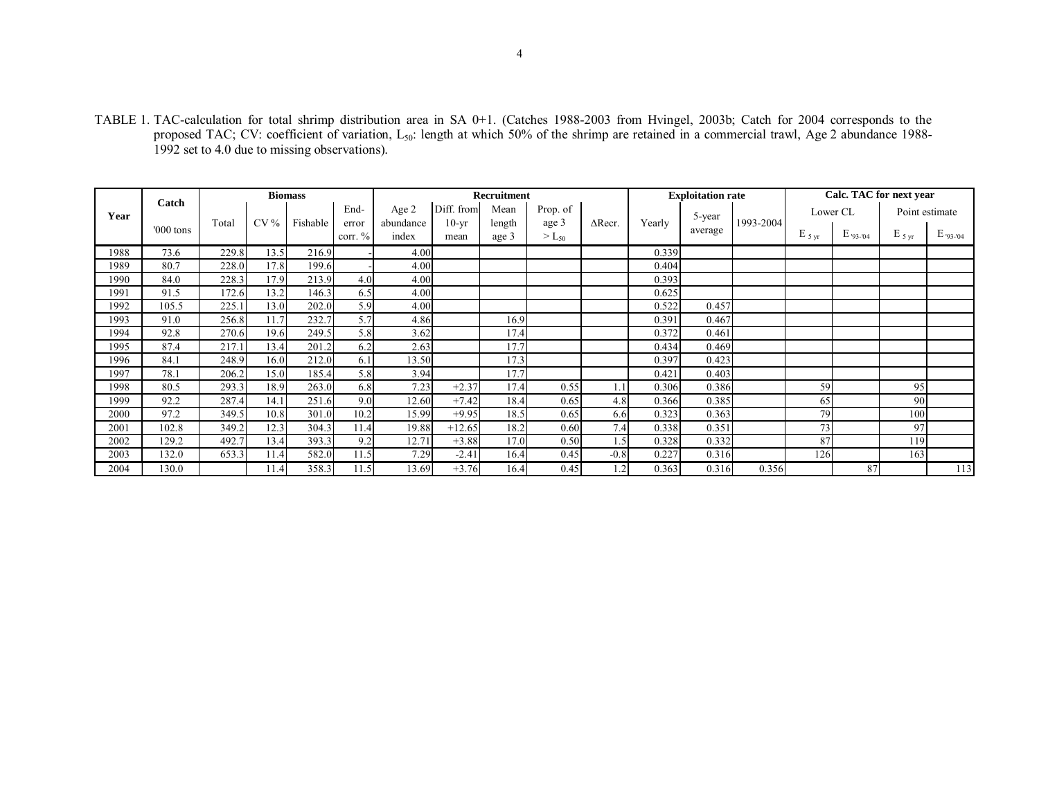TABLE 1. TAC-calculation for total shrimp distribution area in SA 0+1. (Catches 1988-2003 from Hvingel, 2003b; Catch for 2004 corresponds to the proposed TAC; CV: coefficient of variation, $L_{50}$: length at which 50% of the shrimp are retained in a commercial trawl, Age 2 abundance 1988-1992 set to 4.0 due to missing observations).

| Year | Catch | Biomass | | | | Recruitment | | | | | Exploitation rate | | | Calc. TAC for next year | | | |
|---|---|---|---|---|---|---|---|---|---|---|---|---|---|---|---|---|---|
| | '000 tons | Total | CV % | Fishable | End-error corr. % | Age 2 abundance index | Diff. from 10-yr mean | Mean length age 3 | Prop. of age 3 > $L_{50}$ | ΔRecr. | Yearly | 5-year average | 1993-2004 | Lower CL | | Point estimate | |
| | | | | | | | | | | | | | | $E_{5\,yr}$ | $E_{'93-'04}$ | $E_{5\,yr}$ | $E_{'93-'04}$ |
| 1988 | 73.6 | 229.8 | 13.5 | 216.9 | - | 4.00 | | | | | 0.339 | | | | | | |
| 1989 | 80.7 | 228.0 | 17.8 | 199.6 | - | 4.00 | | | | | 0.404 | | | | | | |
| 1990 | 84.0 | 228.3 | 17.9 | 213.9 | 4.0 | 4.00 | | | | | 0.393 | | | | | | |
| 1991 | 91.5 | 172.6 | 13.2 | 146.3 | 6.5 | 4.00 | | | | | 0.625 | | | | | | |
| 1992 | 105.5 | 225.1 | 13.0 | 202.0 | 5.9 | 4.00 | | | | | 0.522 | 0.457 | | | | | |
| 1993 | 91.0 | 256.8 | 11.7 | 232.7 | 5.7 | 4.86 | | 16.9 | | | 0.391 | 0.467 | | | | | |
| 1994 | 92.8 | 270.6 | 19.6 | 249.5 | 5.8 | 3.62 | | 17.4 | | | 0.372 | 0.461 | | | | | |
| 1995 | 87.4 | 217.1 | 13.4 | 201.2 | 6.2 | 2.63 | | 17.7 | | | 0.434 | 0.469 | | | | | |
| 1996 | 84.1 | 248.9 | 16.0 | 212.0 | 6.1 | 13.50 | | 17.3 | | | 0.397 | 0.423 | | | | | |
| 1997 | 78.1 | 206.2 | 15.0 | 185.4 | 5.8 | 3.94 | | 17.7 | | | 0.421 | 0.403 | | | | | |
| 1998 | 80.5 | 293.3 | 18.9 | 263.0 | 6.8 | 7.23 | +2.37 | 17.4 | 0.55 | 1.1 | 0.306 | 0.386 | | 59 | | 95 | |
| 1999 | 92.2 | 287.4 | 14.1 | 251.6 | 9.0 | 12.60 | +7.42 | 18.4 | 0.65 | 4.8 | 0.366 | 0.385 | | 65 | | 90 | |
| 2000 | 97.2 | 349.5 | 10.8 | 301.0 | 10.2 | 15.99 | +9.95 | 18.5 | 0.65 | 6.6 | 0.323 | 0.363 | | 79 | | 100 | |
| 2001 | 102.8 | 349.2 | 12.3 | 304.3 | 11.4 | 19.88 | +12.65 | 18.2 | 0.60 | 7.4 | 0.338 | 0.351 | | 73 | | 97 | |
| 2002 | 129.2 | 492.7 | 13.4 | 393.3 | 9.2 | 12.71 | +3.88 | 17.0 | 0.50 | 1.5 | 0.328 | 0.332 | | 87 | | 119 | |
| 2003 | 132.0 | 653.3 | 11.4 | 582.0 | 11.5 | 7.29 | -2.41 | 16.4 | 0.45 | -0.8 | 0.227 | 0.316 | | 126 | | 163 | |
| 2004 | 130.0 | | 11.4 | 358.3 | 11.5 | 13.69 | +3.76 | 16.4 | 0.45 | 1.2 | 0.363 | 0.316 | 0.356 | | 87 | | 113 |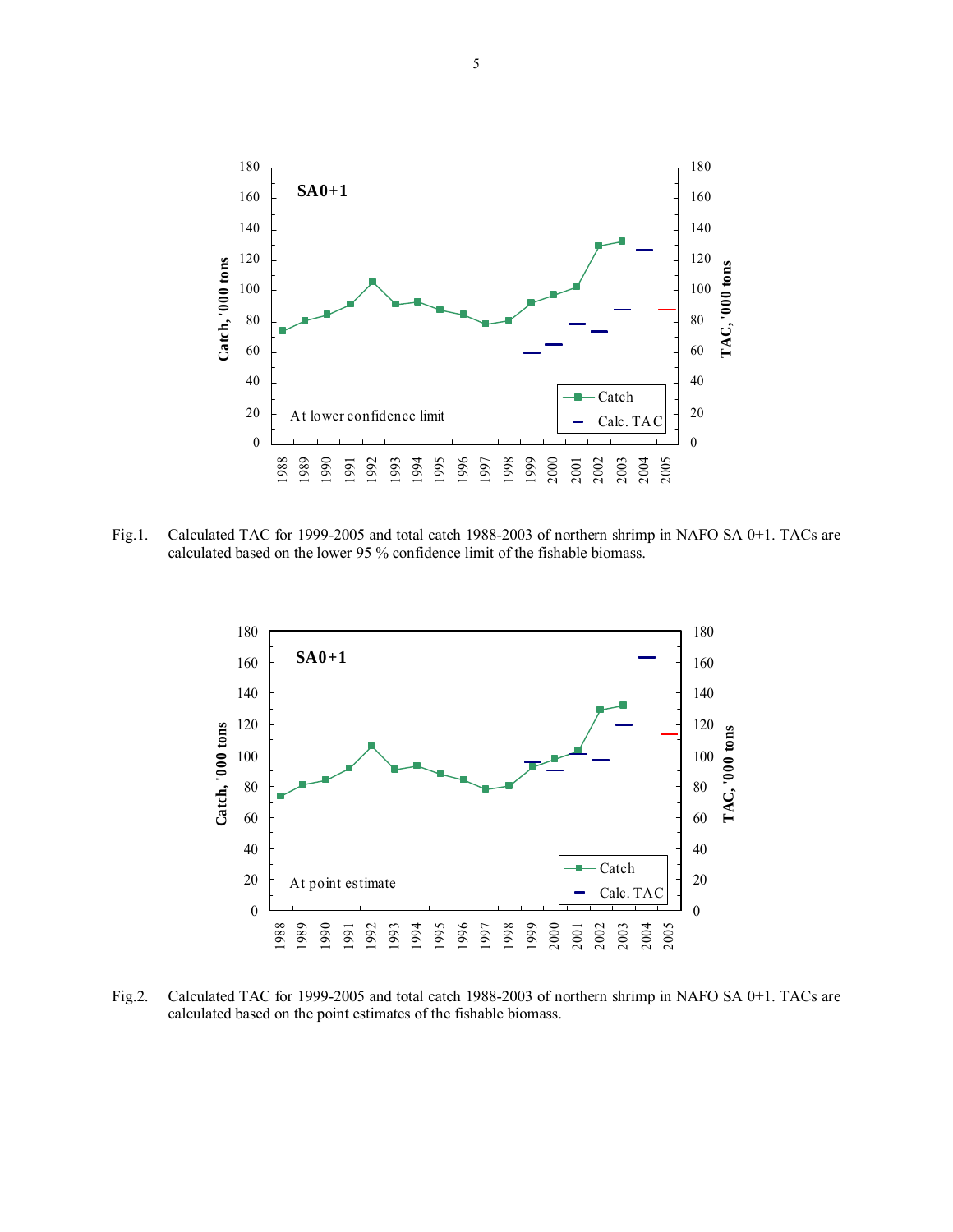SA0+1

At lower confidence limit

Catch, '000 tons

TAC, '000 tons

180
160
140
120
100
80
60
40
20
0

1988 1989 1990 1991 1992 1993 1994 1995 1996 1997 1998 1999 2000 2001 2002 2003 2004 2005

Catch

Calc. TAC

Fig.1. Calculated TAC for 1999-2005 and total catch 1988-2003 of northern shrimp in NAFO SA 0+1. TACs are calculated based on the lower 95 % confidence limit of the fishable biomass.

SA0+1

At point estimate

Catch, '000 tons

TAC, '000 tons

180
160
140
120
100
80
60
40
20
0

1988 1989 1990 1991 1992 1993 1994 1995 1996 1997 1998 1999 2000 2001 2002 2003 2004 2005

Catch

Calc. TAC

Fig.2. Calculated TAC for 1999-2005 and total catch 1988-2003 of northern shrimp in NAFO SA 0+1. TACs are calculated based on the point estimates of the fishable biomass.